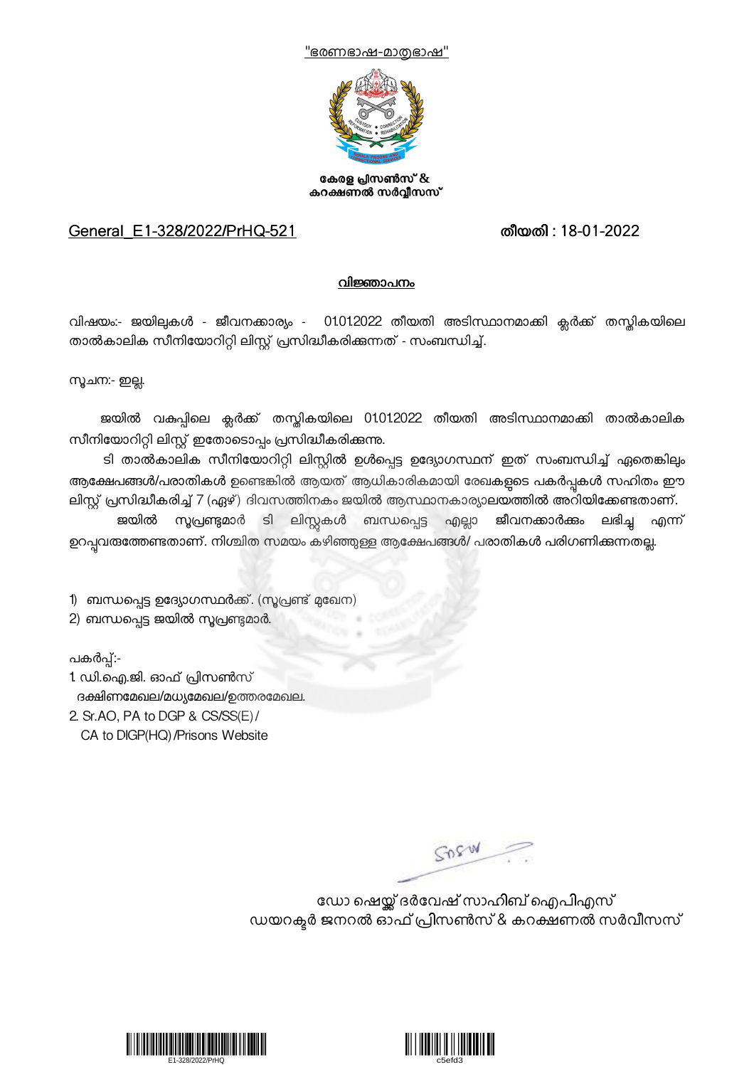"ഭരണഭാഷ-മാതൃഭാഷ"

**കേരള പ്രിസൺസ് & കറക്ഷണൽ സർവ്വീസസ്**

General_E1-328/2022/PrHQ-521 **തീയതി : 18-01-2022**

## വിജ്ഞാപനം

വിഷയം:- ജയിലുകൾ - ജീവനക്കാര്യം - 01.01.2022 തീയതി അടിസ്ഥാനമാക്കി ക്ലർക്ക് തസ്തികയിലെ താൽകാലിക സീനിയോറിറ്റി ലിസ്റ്റ് പ്രസിദ്ധീകരിക്കുന്നത് - സംബന്ധിച്ച്.

സൂചന:- ഇല്ല.

ജയിൽ വകുപ്പിലെ ക്ലർക്ക് തസ്തികയിലെ 01.01.2022 തീയതി അടിസ്ഥാനമാക്കി താൽകാലിക സീനിയോറിറ്റി ലിസ്റ്റ് ഇതോടൊപ്പം പ്രസിദ്ധീകരിക്കുന്നു.

ടി താൽകാലിക സീനിയോറിറ്റി ലിസ്റ്റിൽ ഉൾപ്പെട്ട ഉദ്യോഗസ്ഥന് ഇത് സംബന്ധിച്ച് ഏതെങ്കിലും ആക്ഷേപങ്ങൾ/പരാതികൾ ഉണ്ടെങ്കിൽ ആയത് ആധികാരികമായി രേഖകളുടെ പകർപ്പുകൾ സഹിതം ഈ ലിസ്റ്റ് പ്രസിദ്ധീകരിച്ച് 7 (ഏഴ്) ദിവസത്തിനകം ജയിൽ ആസ്ഥാനകാര്യാലയത്തിൽ അറിയിക്കേണ്ടതാണ്.

ജയിൽ സൂപ്രണ്ടുമാർ ടി ലിസ്റ്റുകൾ ബന്ധപ്പെട്ട എല്ലാ ജീവനക്കാർക്കും ലഭിച്ചു എന്ന് ഉറപ്പുവരുത്തേണ്ടതാണ്. നിശ്ചിത സമയം കഴിഞ്ഞുള്ള ആക്ഷേപങ്ങൾ/ പരാതികൾ പരിഗണിക്കുന്നതല്ല.

1) ബന്ധപ്പെട്ട ഉദ്യോഗസ്ഥർക്ക്. (സൂപ്രണ്ട് മുഖേന)
2) ബന്ധപ്പെട്ട ജയിൽ സൂപ്രണ്ടുമാർ.

പകർപ്പ്:-
1. ഡി.ഐ.ജി. ഓഫ് പ്രിസൺസ്
   ദക്ഷിണമേഖല/മധ്യമേഖല/ഉത്തരമേഖല.
2. Sr.AO, PA to DGP & CS/SS(E)/
   CA to DIGP(HQ)/Prisons Website

ഡോ ഷെയ്ക്ക് ദർവേഷ് സാഹിബ് ഐപിഎസ്
ഡയറക്ടർ ജനറൽ ഓഫ് പ്രിസൺസ് & കറക്ഷണൽ സർവീസസ്

E1-328/2022/PrHQ

c5efd3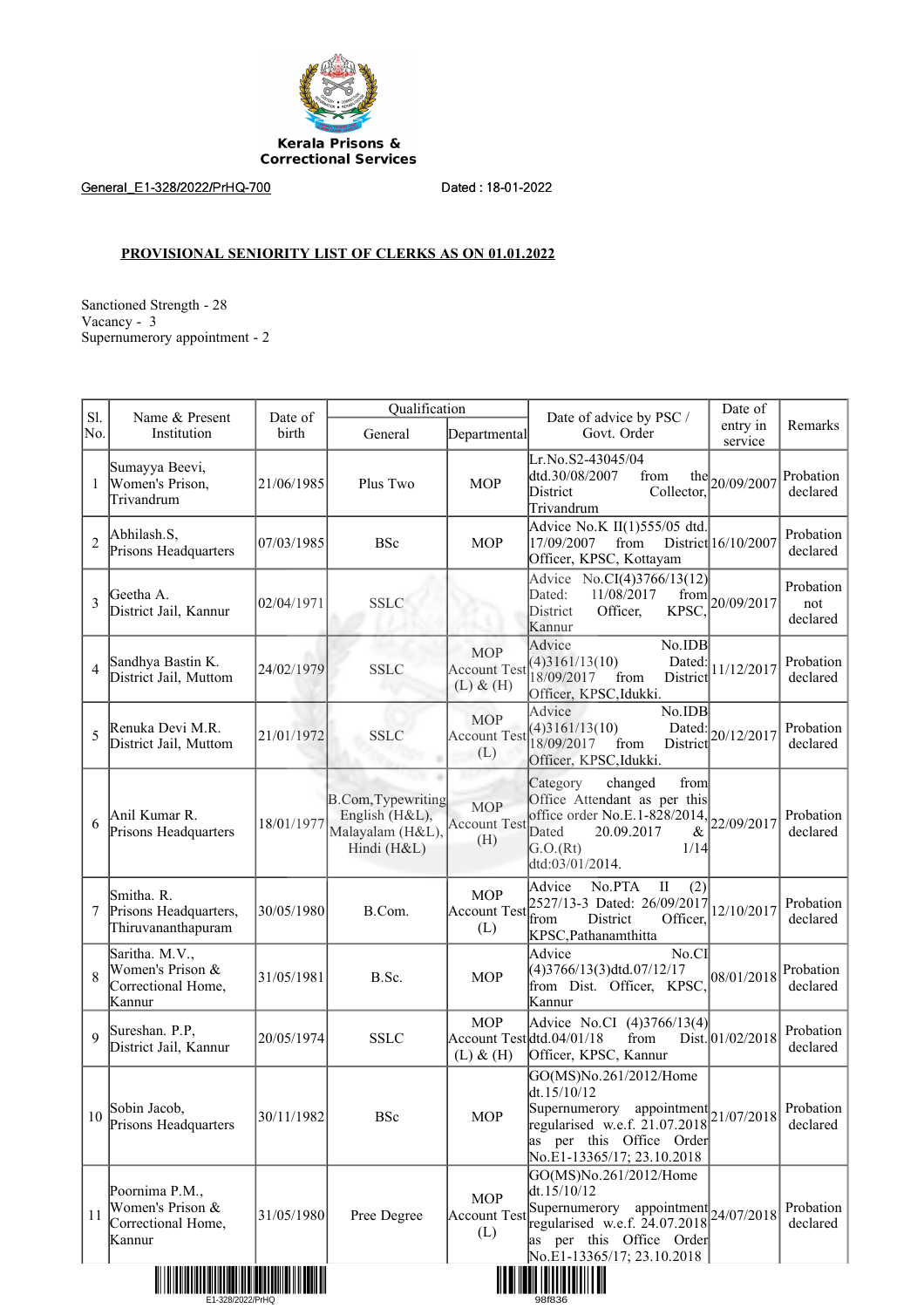Kerala Prisons & Correctional Services

General_E1-328/2022/PrHQ-700 Dated : 18-01-2022

**PROVISIONAL SENIORITY LIST OF CLERKS AS ON 01.01.2022**

Sanctioned Strength - 28
Vacancy - 3
Supernumerory appointment - 2

| Sl. No. | Name & Present Institution | Date of birth | Qualification | | Date of advice by PSC / Govt. Order | Date of entry in service | Remarks |
|---|---|---|---|---|---|---|---|
| | | | General | Departmental | | | |
| 1 | Sumayya Beevi, Women's Prison, Trivandrum | 21/06/1985 | Plus Two | MOP | Lr.No.S2-43045/04 dtd.30/08/2007 from the District Collector, Trivandrum | 20/09/2007 | Probation declared |
| 2 | Abhilash.S, Prisons Headquarters | 07/03/1985 | BSc | MOP | Advice No.K II(1)555/05 dtd. 17/09/2007 from District Officer, KPSC, Kottayam | 16/10/2007 | Probation declared |
| 3 | Geetha A. District Jail, Kannur | 02/04/1971 | SSLC | | Advice No.CI(4)3766/13(12) Dated: 11/08/2017 from District Officer, KPSC, Kannur | 20/09/2017 | Probation not declared |
| 4 | Sandhya Bastin K. District Jail, Muttom | 24/02/1979 | SSLC | MOP Account Test (L) & (H) | Advice No.IDB (4)3161/13(10) Dated: 18/09/2017 from District Officer, KPSC,Idukki. | 11/12/2017 | Probation declared |
| 5 | Renuka Devi M.R. District Jail, Muttom | 21/01/1972 | SSLC | MOP Account Test (L) | Advice No.IDB (4)3161/13(10) Dated: 18/09/2017 from District Officer, KPSC,Idukki. | 20/12/2017 | Probation declared |
| 6 | Anil Kumar R. Prisons Headquarters | 18/01/1977 | B.Com,Typewriting English (H&L), Malayalam (H&L), Hindi (H&L) | MOP Account Test (H) | Category changed from Office Attendant as per this office order No.E.1-828/2014, Dated 20.09.2017 & G.O.(Rt) 1/14 dtd:03/01/2014. | 22/09/2017 | Probation declared |
| 7 | Smitha. R. Prisons Headquarters, Thiruvananthapuram | 30/05/1980 | B.Com. | MOP Account Test (L) | Advice No.PTA II (2) 2527/13-3 Dated: 26/09/2017 from District Officer, KPSC,Pathanamthitta | 12/10/2017 | Probation declared |
| 8 | Saritha. M.V., Women's Prison & Correctional Home, Kannur | 31/05/1981 | B.Sc. | MOP | Advice No.CI (4)3766/13(3)dtd.07/12/17 from Dist. Officer, KPSC, Kannur | 08/01/2018 | Probation declared |
| 9 | Sureshan. P.P, District Jail, Kannur | 20/05/1974 | SSLC | MOP Account Test (L) & (H) | Advice No.CI (4)3766/13(4) dtd.04/01/18 from Dist. Officer, KPSC, Kannur | 01/02/2018 | Probation declared |
| 10 | Sobin Jacob, Prisons Headquarters | 30/11/1982 | BSc | MOP | GO(MS)No.261/2012/Home dt.15/10/12 Supernumerory appointment regularised w.e.f. 21.07.2018 as per this Office Order No.E1-13365/17; 23.10.2018 | 21/07/2018 | Probation declared |
| 11 | Poornima P.M., Women's Prison & Correctional Home, Kannur | 31/05/1980 | Pree Degree | MOP Account Test (L) | GO(MS)No.261/2012/Home dt.15/10/12 Supernumerory appointment regularised w.e.f. 24.07.2018 as per this Office Order No.E1-13365/17; 23.10.2018 | 24/07/2018 | Probation declared |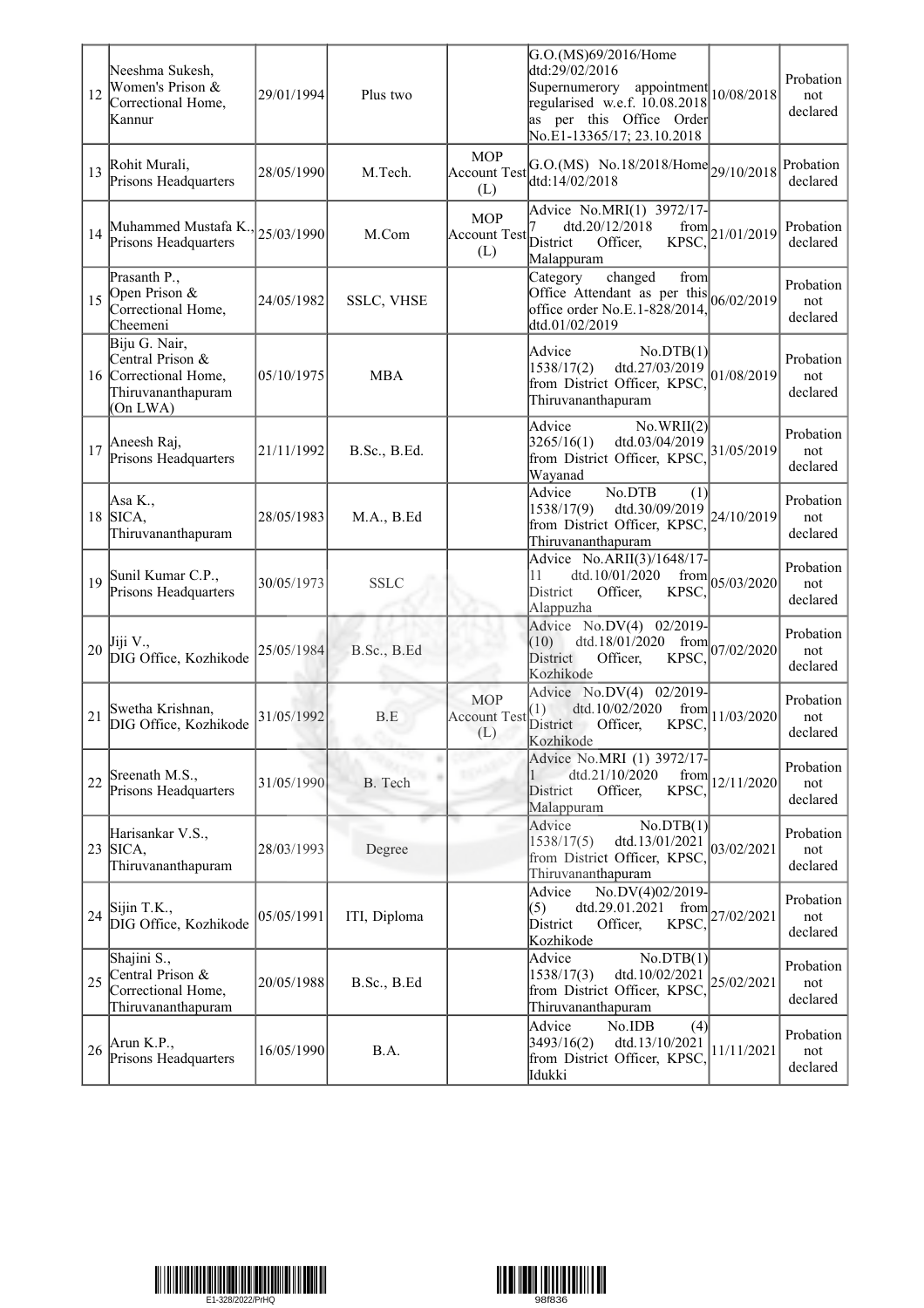| 12 | Neeshma Sukesh, Women's Prison & Correctional Home, Kannur | 29/01/1994 | Plus two | | G.O.(MS)69/2016/Home dtd:29/02/2016 Supernumerory appointment regularised w.e.f. 10.08.2018 as per this Office Order No.E1-13365/17; 23.10.2018 | 10/08/2018 | Probation not declared |
|---|---|---|---|---|---|---|---|
| 13 | Rohit Murali, Prisons Headquarters | 28/05/1990 | M.Tech. | MOP Account Test (L) | G.O.(MS) No.18/2018/Home dtd:14/02/2018 | 29/10/2018 | Probation declared |
| 14 | Muhammed Mustafa K., Prisons Headquarters | 25/03/1990 | M.Com | MOP Account Test (L) | Advice No.MRI(1) 3972/17-7 dtd.20/12/2018 from District Officer, KPSC, Malappuram | 21/01/2019 | Probation declared |
| 15 | Prasanth P., Open Prison & Correctional Home, Cheemeni | 24/05/1982 | SSLC, VHSE | | Category changed from Office Attendant as per this office order No.E.1-828/2014, dtd.01/02/2019 | 06/02/2019 | Probation not declared |
| 16 | Biju G. Nair, Central Prison & Correctional Home, Thiruvananthapuram (On LWA) | 05/10/1975 | MBA | | Advice No.DTB(1) 1538/17(2) dtd.27/03/2019 from District Officer, KPSC, Thiruvananthapuram | 01/08/2019 | Probation not declared |
| 17 | Aneesh Raj, Prisons Headquarters | 21/11/1992 | B.Sc., B.Ed. | | Advice No.WRII(2) 3265/16(1) dtd.03/04/2019 from District Officer, KPSC, Wayanad | 31/05/2019 | Probation not declared |
| 18 | Asa K., SICA, Thiruvananthapuram | 28/05/1983 | M.A., B.Ed | | Advice No.DTB (1) 1538/17(9) dtd.30/09/2019 from District Officer, KPSC, Thiruvananthapuram | 24/10/2019 | Probation not declared |
| 19 | Sunil Kumar C.P., Prisons Headquarters | 30/05/1973 | SSLC | | Advice No.ARII(3)/1648/17-11 dtd.10/01/2020 from District Officer, KPSC, Alappuzha | 05/03/2020 | Probation not declared |
| 20 | Jiji V., DIG Office, Kozhikode | 25/05/1984 | B.Sc., B.Ed | | Advice No.DV(4) 02/2019-(10) dtd.18/01/2020 from District Officer, KPSC, Kozhikode | 07/02/2020 | Probation not declared |
| 21 | Swetha Krishnan, DIG Office, Kozhikode | 31/05/1992 | B.E | MOP Account Test (L) | Advice No.DV(4) 02/2019-(1) dtd.10/02/2020 from District Officer, KPSC, Kozhikode | 11/03/2020 | Probation not declared |
| 22 | Sreenath M.S., Prisons Headquarters | 31/05/1990 | B. Tech | | Advice No.MRI (1) 3972/17-1 dtd.21/10/2020 from District Officer, KPSC, Malappuram | 12/11/2020 | Probation not declared |
| 23 | Harisankar V.S., SICA, Thiruvananthapuram | 28/03/1993 | Degree | | Advice No.DTB(1) 1538/17(5) dtd.13/01/2021 from District Officer, KPSC, Thiruvananthapuram | 03/02/2021 | Probation not declared |
| 24 | Sijin T.K., DIG Office, Kozhikode | 05/05/1991 | ITI, Diploma | | Advice No.DV(4)02/2019-(5) dtd.29.01.2021 from District Officer, KPSC, Kozhikode | 27/02/2021 | Probation not declared |
| 25 | Shajini S., Central Prison & Correctional Home, Thiruvananthapuram | 20/05/1988 | B.Sc., B.Ed | | Advice No.DTB(1) 1538/17(3) dtd.10/02/2021 from District Officer, KPSC, Thiruvananthapuram | 25/02/2021 | Probation not declared |
| 26 | Arun K.P., Prisons Headquarters | 16/05/1990 | B.A. | | Advice No.IDB (4) 3493/16(2) dtd.13/10/2021 from District Officer, KPSC, Idukki | 11/11/2021 | Probation not declared |

E1-328/2022/PrHQ

98f836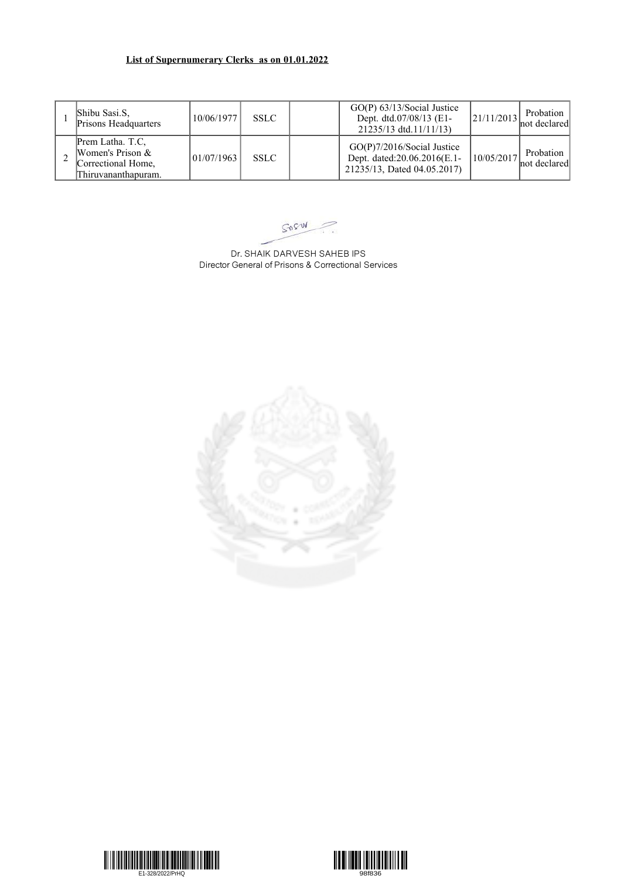**List of Supernumerary Clerks as on 01.01.2022**

| | | | | | | | |
|---|---|---|---|---|---|---|---|
| 1 | Shibu Sasi.S, Prisons Headquarters | 10/06/1977 | SSLC | | GO(P) 63/13/Social Justice Dept. dtd.07/08/13 (E1-21235/13 dtd.11/11/13) | 21/11/2013 | Probation not declared |
| 2 | Prem Latha. T.C, Women's Prison & Correctional Home, Thiruvananthapuram. | 01/07/1963 | SSLC | | GO(P)7/2016/Social Justice Dept. dated:20.06.2016(E.1-21235/13, Dated 04.05.2017) | 10/05/2017 | Probation not declared |

Dr. SHAIK DARVESH SAHEB IPS
Director General of Prisons & Correctional Services

E1-328/2022/PrHQ

98f836